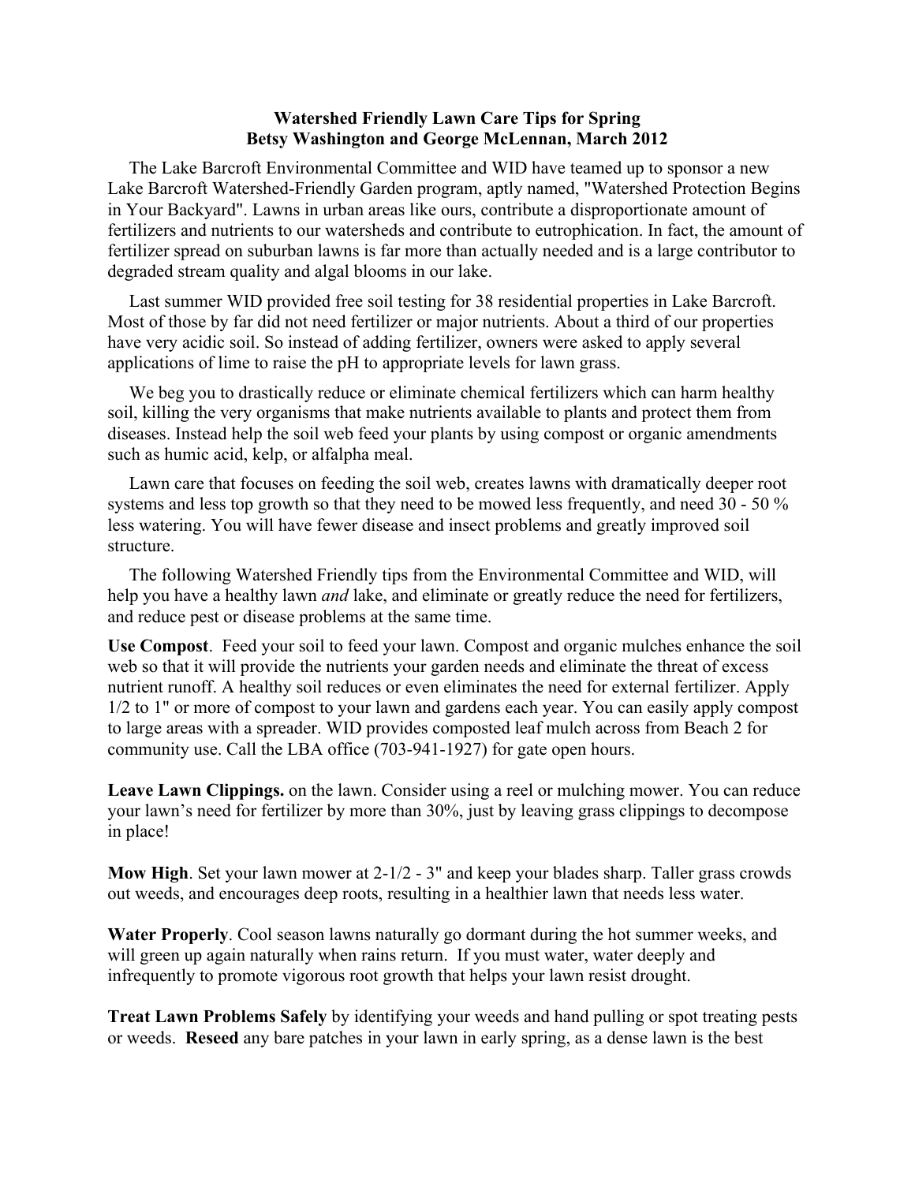**Watershed Friendly Lawn Care Tips for Spring**
**Betsy Washington and George McLennan, March 2012**

The Lake Barcroft Environmental Committee and WID have teamed up to sponsor a new Lake Barcroft Watershed-Friendly Garden program, aptly named, "Watershed Protection Begins in Your Backyard". Lawns in urban areas like ours, contribute a disproportionate amount of fertilizers and nutrients to our watersheds and contribute to eutrophication. In fact, the amount of fertilizer spread on suburban lawns is far more than actually needed and is a large contributor to degraded stream quality and algal blooms in our lake.

Last summer WID provided free soil testing for 38 residential properties in Lake Barcroft. Most of those by far did not need fertilizer or major nutrients. About a third of our properties have very acidic soil. So instead of adding fertilizer, owners were asked to apply several applications of lime to raise the pH to appropriate levels for lawn grass.

We beg you to drastically reduce or eliminate chemical fertilizers which can harm healthy soil, killing the very organisms that make nutrients available to plants and protect them from diseases. Instead help the soil web feed your plants by using compost or organic amendments such as humic acid, kelp, or alfalpha meal.

Lawn care that focuses on feeding the soil web, creates lawns with dramatically deeper root systems and less top growth so that they need to be mowed less frequently, and need 30 - 50 % less watering. You will have fewer disease and insect problems and greatly improved soil structure.

The following Watershed Friendly tips from the Environmental Committee and WID, will help you have a healthy lawn *and* lake, and eliminate or greatly reduce the need for fertilizers, and reduce pest or disease problems at the same time.

**Use Compost**. Feed your soil to feed your lawn. Compost and organic mulches enhance the soil web so that it will provide the nutrients your garden needs and eliminate the threat of excess nutrient runoff. A healthy soil reduces or even eliminates the need for external fertilizer. Apply 1/2 to 1" or more of compost to your lawn and gardens each year. You can easily apply compost to large areas with a spreader. WID provides composted leaf mulch across from Beach 2 for community use. Call the LBA office (703-941-1927) for gate open hours.

**Leave Lawn Clippings.** on the lawn. Consider using a reel or mulching mower. You can reduce your lawn's need for fertilizer by more than 30%, just by leaving grass clippings to decompose in place!

**Mow High**. Set your lawn mower at 2-1/2 - 3" and keep your blades sharp. Taller grass crowds out weeds, and encourages deep roots, resulting in a healthier lawn that needs less water.

**Water Properly**. Cool season lawns naturally go dormant during the hot summer weeks, and will green up again naturally when rains return. If you must water, water deeply and infrequently to promote vigorous root growth that helps your lawn resist drought.

**Treat Lawn Problems Safely** by identifying your weeds and hand pulling or spot treating pests or weeds. **Reseed** any bare patches in your lawn in early spring, as a dense lawn is the best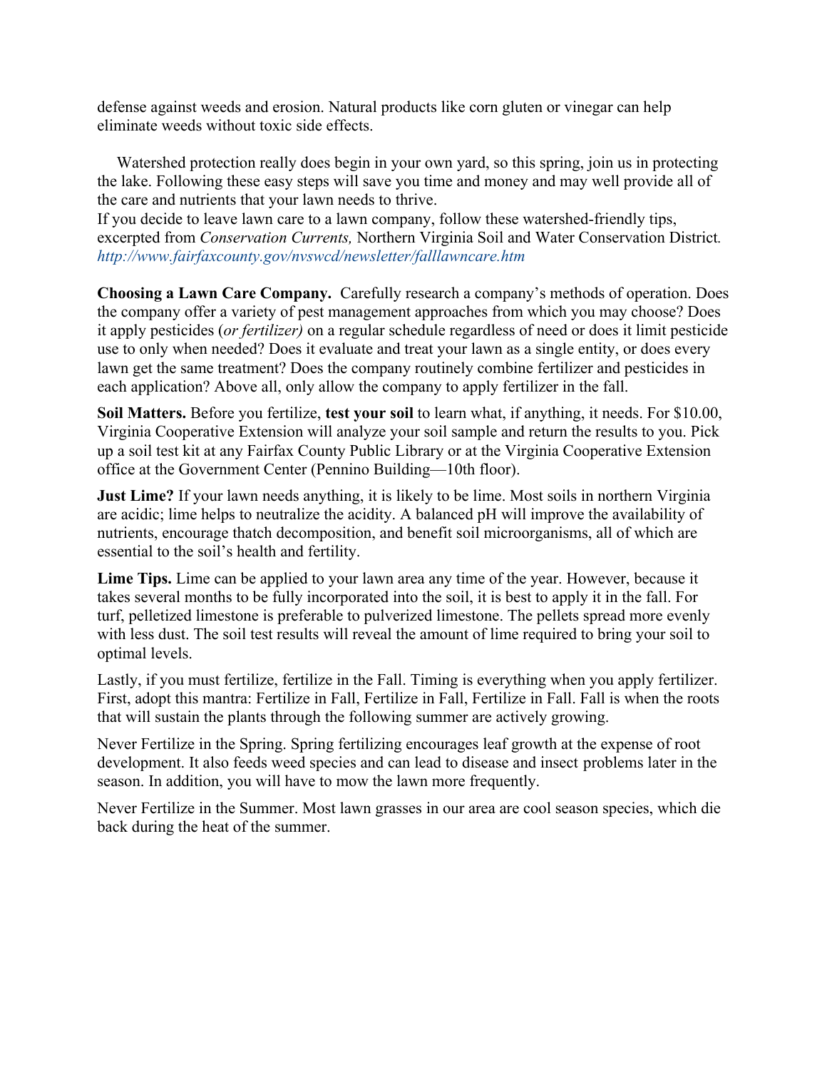defense against weeds and erosion. Natural products like corn gluten or vinegar can help eliminate weeds without toxic side effects.

Watershed protection really does begin in your own yard, so this spring, join us in protecting the lake. Following these easy steps will save you time and money and may well provide all of the care and nutrients that your lawn needs to thrive.
If you decide to leave lawn care to a lawn company, follow these watershed-friendly tips, excerpted from *Conservation Currents,* Northern Virginia Soil and Water Conservation District. *http://www.fairfaxcounty.gov/nvswcd/newsletter/falllawncare.htm*

**Choosing a Lawn Care Company.** Carefully research a company's methods of operation. Does the company offer a variety of pest management approaches from which you may choose? Does it apply pesticides (*or fertilizer)* on a regular schedule regardless of need or does it limit pesticide use to only when needed? Does it evaluate and treat your lawn as a single entity, or does every lawn get the same treatment? Does the company routinely combine fertilizer and pesticides in each application? Above all, only allow the company to apply fertilizer in the fall.

**Soil Matters.** Before you fertilize, **test your soil** to learn what, if anything, it needs. For $10.00, Virginia Cooperative Extension will analyze your soil sample and return the results to you. Pick up a soil test kit at any Fairfax County Public Library or at the Virginia Cooperative Extension office at the Government Center (Pennino Building—10th floor).

**Just Lime?** If your lawn needs anything, it is likely to be lime. Most soils in northern Virginia are acidic; lime helps to neutralize the acidity. A balanced pH will improve the availability of nutrients, encourage thatch decomposition, and benefit soil microorganisms, all of which are essential to the soil's health and fertility.

**Lime Tips.** Lime can be applied to your lawn area any time of the year. However, because it takes several months to be fully incorporated into the soil, it is best to apply it in the fall. For turf, pelletized limestone is preferable to pulverized limestone. The pellets spread more evenly with less dust. The soil test results will reveal the amount of lime required to bring your soil to optimal levels.

Lastly, if you must fertilize, fertilize in the Fall. Timing is everything when you apply fertilizer. First, adopt this mantra: Fertilize in Fall, Fertilize in Fall, Fertilize in Fall. Fall is when the roots that will sustain the plants through the following summer are actively growing.

Never Fertilize in the Spring. Spring fertilizing encourages leaf growth at the expense of root development. It also feeds weed species and can lead to disease and insect problems later in the season. In addition, you will have to mow the lawn more frequently.

Never Fertilize in the Summer. Most lawn grasses in our area are cool season species, which die back during the heat of the summer.